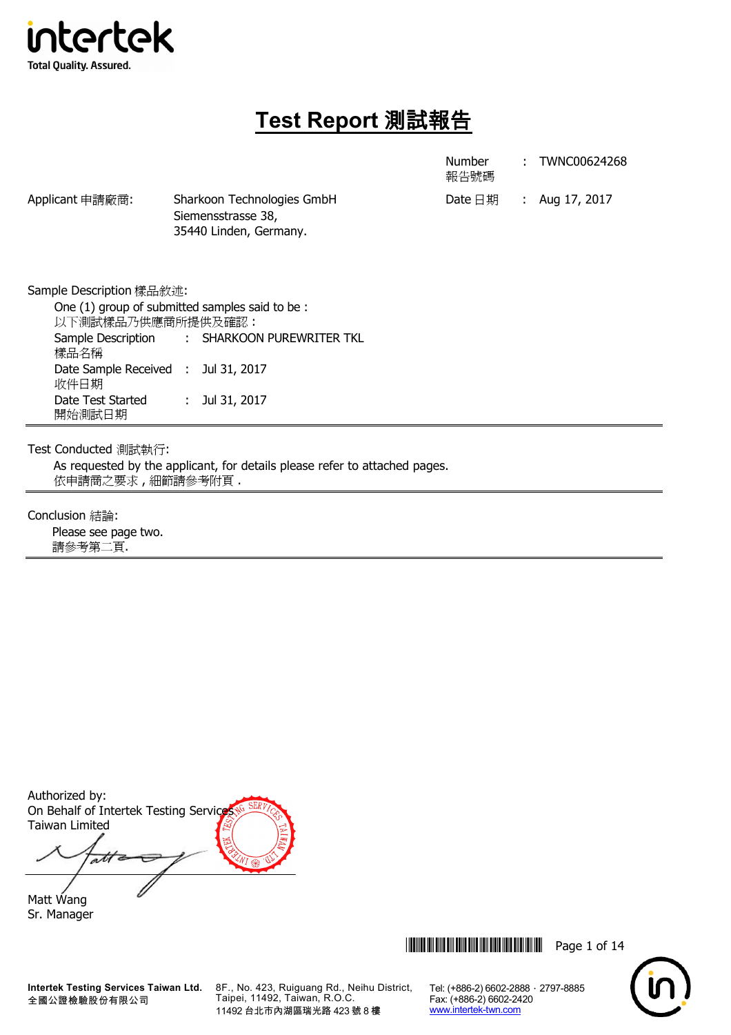intertek
Total Quality. Assured.

# Test Report 測試報告

Number 報告號碼 : TWNC00624268

Date 日期 : Aug 17, 2017

Applicant 申請廠商: Sharkoon Technologies GmbH
Siemensstrasse 38,
35440 Linden, Germany.

Sample Description 樣品敘述:

One (1) group of submitted samples said to be :
以下測試樣品乃供應商所提供及確認 :

Sample Description 樣品名稱 : SHARKOON PUREWRITER TKL

Date Sample Received 收件日期 : Jul 31, 2017

Date Test Started 開始測試日期 : Jul 31, 2017

---

Test Conducted 測試執行:

As requested by the applicant, for details please refer to attached pages.
依申請商之要求，細節請參考附頁 .

---

Conclusion 結論:

Please see page two.
請參考第二頁.

---

Authorized by:
On Behalf of Intertek Testing Services Taiwan Limited

Matt Wang
Sr. Manager

**Intertek Testing Services Taiwan Ltd.**
全國公證檢驗股份有限公司

8F., No. 423, Ruiguang Rd., Neihu District, Taipei, 11492, Taiwan, R.O.C.
11492 台北市內湖區瑞光路 423 號 8 樓

Tel: (+886-2) 6602-2888 · 2797-8885
Fax: (+886-2) 6602-2420
www.intertek-twn.com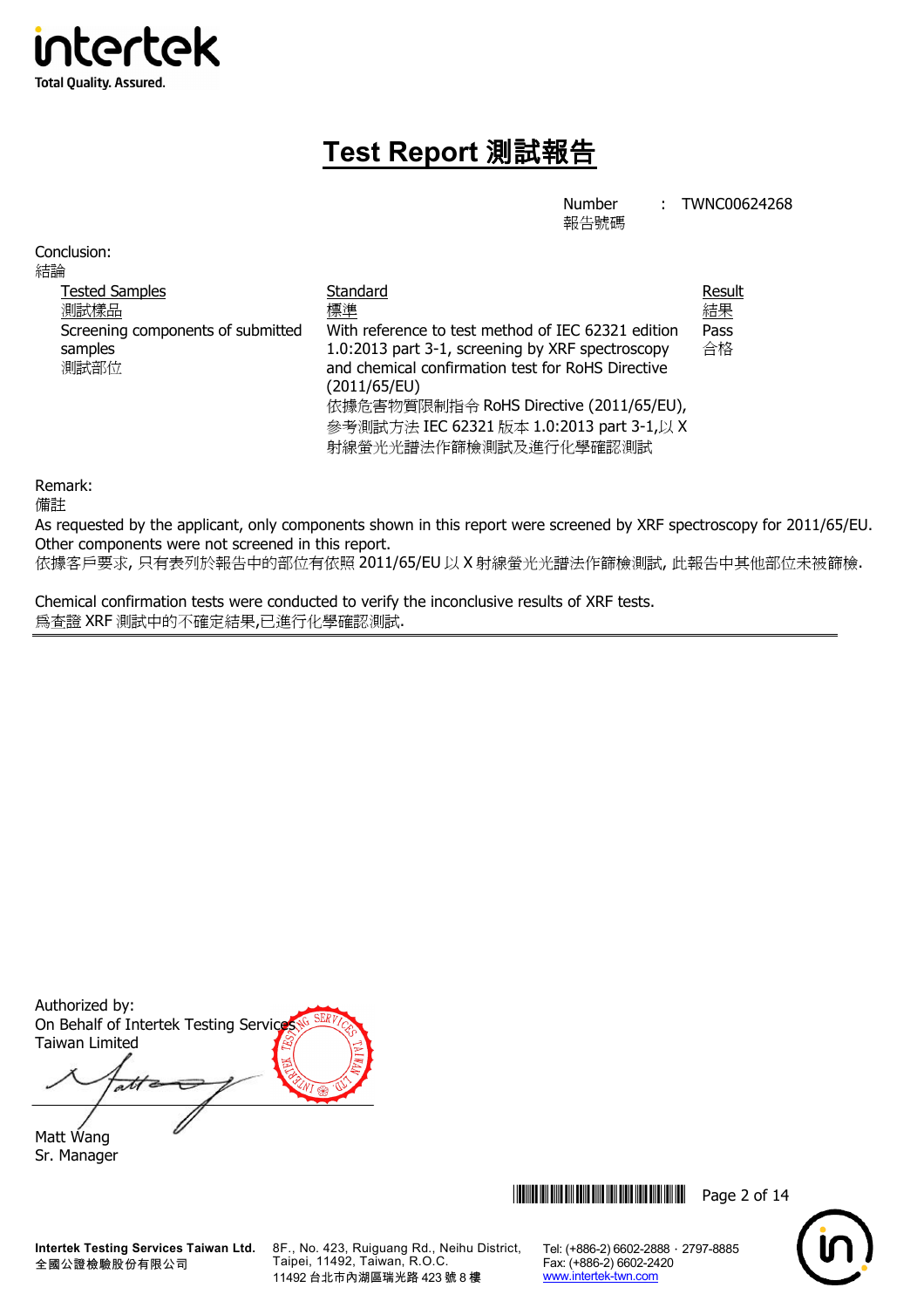# Test Report 測試報告

Number 報告號碼 : TWNC00624268

Conclusion:
結論

| Tested Samples<br>測試樣品 | Standard<br>標準 | Result<br>結果 |
| --- | --- | --- |
| Screening components of submitted samples<br>測試部位 | With reference to test method of IEC 62321 edition 1.0:2013 part 3-1, screening by XRF spectroscopy and chemical confirmation test for RoHS Directive (2011/65/EU)<br>依據危害物質限制指令 RoHS Directive (2011/65/EU), 參考測試方法 IEC 62321 版本 1.0:2013 part 3-1,以 X 射線螢光光譜法作篩檢測試及進行化學確認測試 | Pass<br>合格 |

Remark:
備註

As requested by the applicant, only components shown in this report were screened by XRF spectroscopy for 2011/65/EU. Other components were not screened in this report.
依據客戶要求, 只有表列於報告中的部位有依照 2011/65/EU 以 X 射線螢光光譜法作篩檢測試, 此報告中其他部位未被篩檢.

Chemical confirmation tests were conducted to verify the inconclusive results of XRF tests.
為查證 XRF 測試中的不確定結果,已進行化學確認測試.

Authorized by:
On Behalf of Intertek Testing Services Taiwan Limited

Matt Wang
Sr. Manager

Intertek Testing Services Taiwan Ltd.
全國公證檢驗股份有限公司
8F., No. 423, Ruiguang Rd., Neihu District, Taipei, 11492, Taiwan, R.O.C.
11492 台北市內湖區瑞光路 423 號 8 樓
Tel: (+886-2) 6602-2888 · 2797-8885
Fax: (+886-2) 6602-2420
www.intertek-twn.com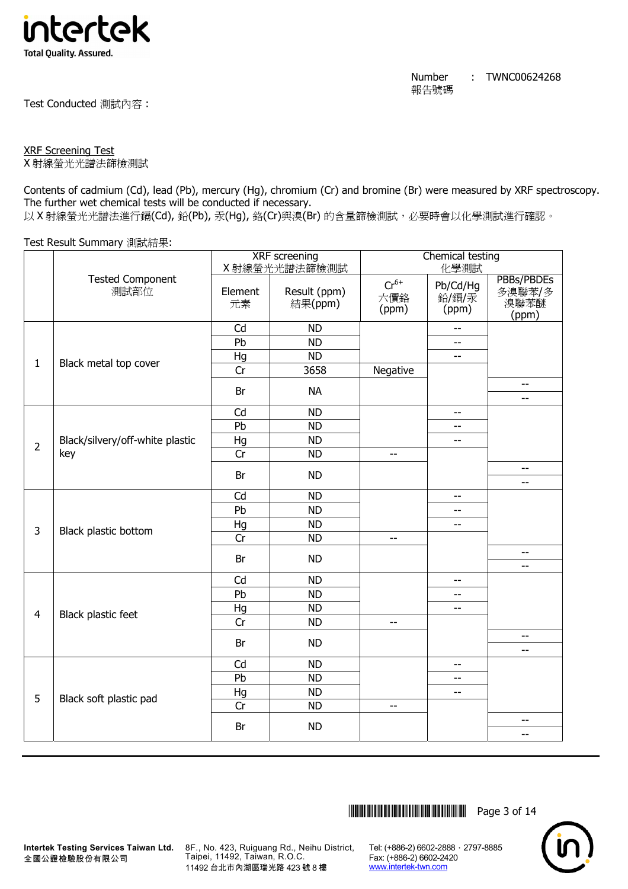Number 報告號碼 : TWNC00624268

Test Conducted 測試內容：

XRF Screening Test
X 射線螢光光譜法篩檢測試

Contents of cadmium (Cd), lead (Pb), mercury (Hg), chromium (Cr) and bromine (Br) were measured by XRF spectroscopy. The further wet chemical tests will be conducted if necessary.
以 X 射線螢光光譜法進行鎘(Cd), 鉛(Pb), 汞(Hg), 鉻(Cr)與溴(Br) 的含量篩檢測試，必要時會以化學測試進行確認。

Test Result Summary 測試結果:

| | Tested Component 測試部位 | XRF screening X 射線螢光光譜法篩檢測試 | | Chemical testing 化學測試 | | |
|---|---|---|---|---|---|---|
| | | Element 元素 | Result (ppm) 結果(ppm) | $Cr^{6+}$ 六價鉻 (ppm) | Pb/Cd/Hg 鉛/鎘/汞 (ppm) | PBBs/PBDEs 多溴聯苯/多溴聯苯醚 (ppm) |
| 1 | Black metal top cover | Cd | ND | | -- | |
| | | Pb | ND | | -- | |
| | | Hg | ND | | -- | |
| | | Cr | 3658 | Negative | | |
| | | Br | NA | | | -- / -- |
| 2 | Black/silvery/off-white plastic key | Cd | ND | | -- | |
| | | Pb | ND | | -- | |
| | | Hg | ND | | -- | |
| | | Cr | ND | -- | | |
| | | Br | ND | | | -- / -- |
| 3 | Black plastic bottom | Cd | ND | | -- | |
| | | Pb | ND | | -- | |
| | | Hg | ND | | -- | |
| | | Cr | ND | -- | | |
| | | Br | ND | | | -- / -- |
| 4 | Black plastic feet | Cd | ND | | -- | |
| | | Pb | ND | | -- | |
| | | Hg | ND | | -- | |
| | | Cr | ND | -- | | |
| | | Br | ND | | | -- / -- |
| 5 | Black soft plastic pad | Cd | ND | | -- | |
| | | Pb | ND | | -- | |
| | | Hg | ND | | -- | |
| | | Cr | ND | -- | | |
| | | Br | ND | | | -- / -- |

Intertek Testing Services Taiwan Ltd.
全國公證檢驗股份有限公司
8F., No. 423, Ruiguang Rd., Neihu District, Taipei, 11492, Taiwan, R.O.C.
11492 台北市內湖區瑞光路 423 號 8 樓
Tel: (+886-2) 6602-2888．2797-8885
Fax: (+886-2) 6602-2420
www.intertek-twn.com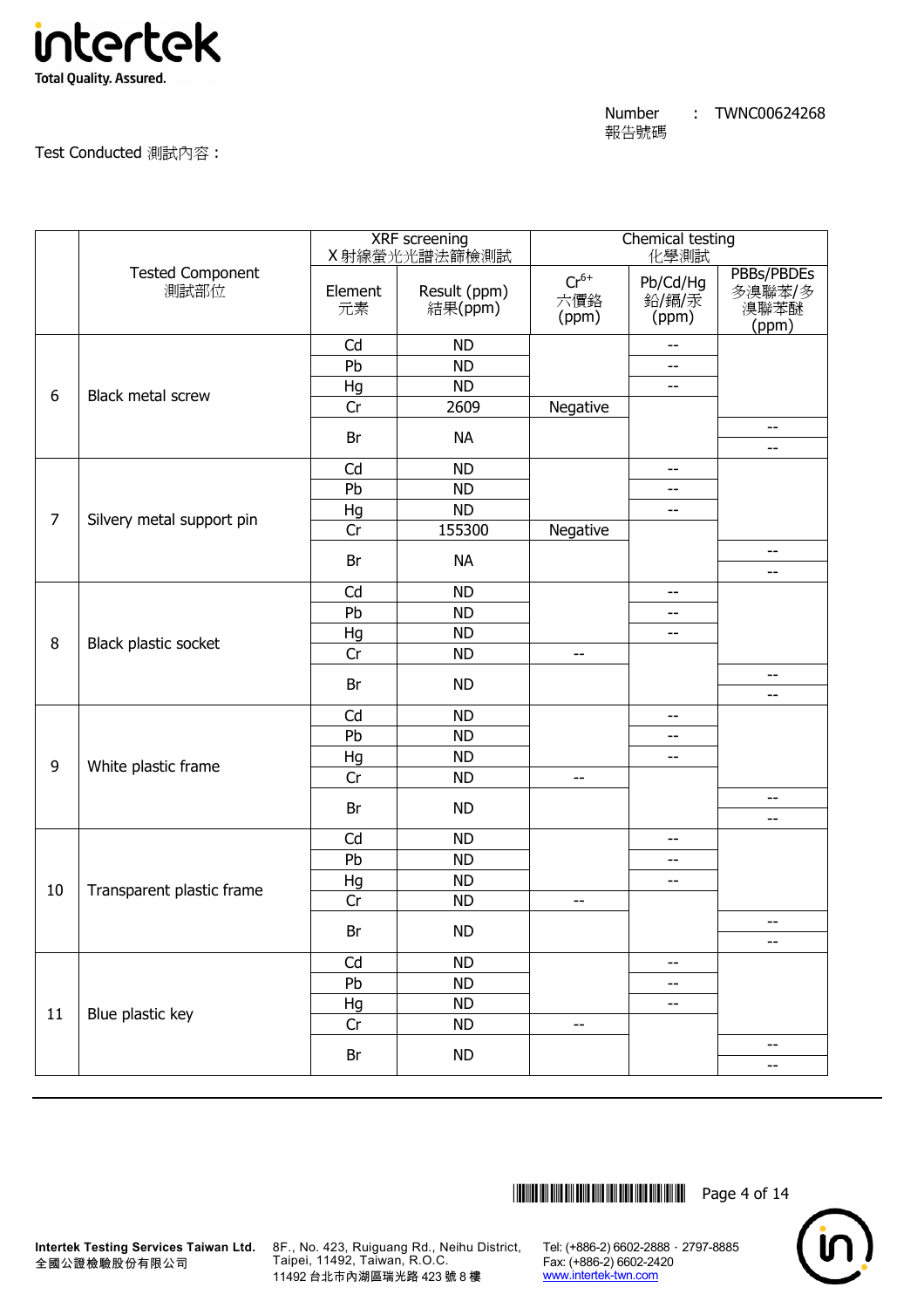Number 報告號碼 : TWNC00624268

Test Conducted 測試內容：

| | Tested Component 測試部位 | XRF screening X 射線螢光光譜法篩檢測試 | | Chemical testing 化學測試 | | |
|---|---|---|---|---|---|---|
| | | Element 元素 | Result (ppm) 結果(ppm) | $Cr^{6+}$ 六價鉻 (ppm) | Pb/Cd/Hg 鉛/鎘/汞 (ppm) | PBBs/PBDEs 多溴聯苯/多溴聯苯醚 (ppm) |
| 6 | Black metal screw | Cd | ND | | -- | |
| | | Pb | ND | | -- | |
| | | Hg | ND | | -- | |
| | | Cr | 2609 | Negative | | |
| | | Br | NA | | | -- |
| | | | | | | -- |
| 7 | Silvery metal support pin | Cd | ND | | -- | |
| | | Pb | ND | | -- | |
| | | Hg | ND | | -- | |
| | | Cr | 155300 | Negative | | |
| | | Br | NA | | | -- |
| | | | | | | -- |
| 8 | Black plastic socket | Cd | ND | | -- | |
| | | Pb | ND | | -- | |
| | | Hg | ND | | -- | |
| | | Cr | ND | -- | | |
| | | Br | ND | | | -- |
| | | | | | | -- |
| 9 | White plastic frame | Cd | ND | | -- | |
| | | Pb | ND | | -- | |
| | | Hg | ND | | -- | |
| | | Cr | ND | -- | | |
| | | Br | ND | | | -- |
| | | | | | | -- |
| 10 | Transparent plastic frame | Cd | ND | | -- | |
| | | Pb | ND | | -- | |
| | | Hg | ND | | -- | |
| | | Cr | ND | -- | | |
| | | Br | ND | | | -- |
| | | | | | | -- |
| 11 | Blue plastic key | Cd | ND | | -- | |
| | | Pb | ND | | -- | |
| | | Hg | ND | | -- | |
| | | Cr | ND | -- | | |
| | | Br | ND | | | -- |
| | | | | | | -- |

**Intertek Testing Services Taiwan Ltd.**
全國公證檢驗股份有限公司

8F., No. 423, Ruiguang Rd., Neihu District, Taipei, 11492, Taiwan, R.O.C.
11492 台北市內湖區瑞光路 423 號 8 樓

Tel: (+886-2) 6602-2888 · 2797-8885
Fax: (+886-2) 6602-2420
www.intertek-twn.com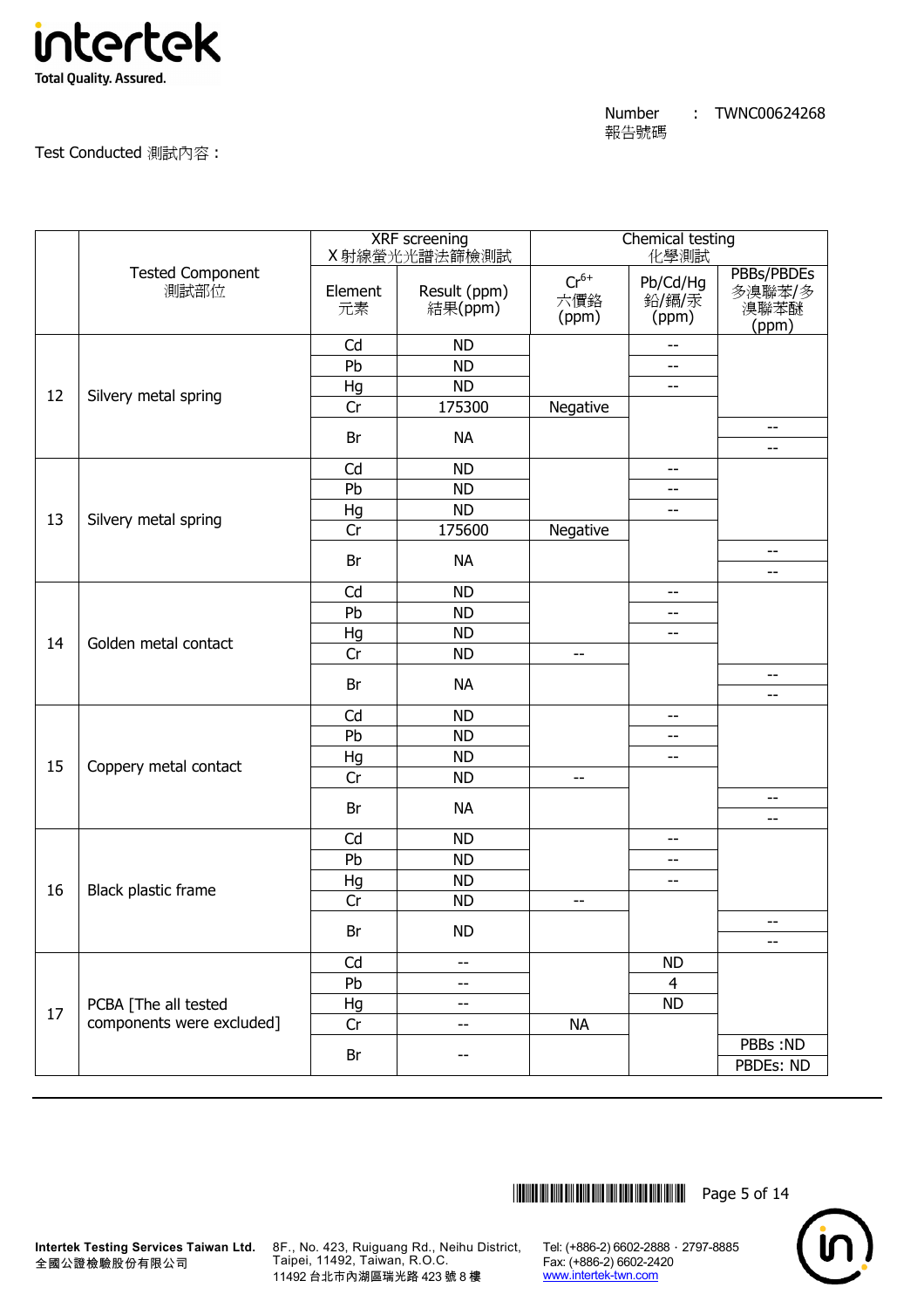Number 報告號碼 : TWNC00624268

Test Conducted 測試內容：

| | Tested Component 測試部位 | XRF screening X 射線螢光光譜法篩檢測試 | | Chemical testing 化學測試 | | |
|---|---|---|---|---|---|---|
| | | Element 元素 | Result (ppm) 結果(ppm) | $Cr^{6+}$ 六價鉻 (ppm) | Pb/Cd/Hg 鉛/鎘/汞 (ppm) | PBBs/PBDEs 多溴聯苯/多溴聯苯醚 (ppm) |
| 12 | Silvery metal spring | Cd | ND | | -- | |
| | | Pb | ND | | -- | |
| | | Hg | ND | | -- | |
| | | Cr | 175300 | Negative | | |
| | | Br | NA | | | -- |
| | | | | | | -- |
| 13 | Silvery metal spring | Cd | ND | | -- | |
| | | Pb | ND | | -- | |
| | | Hg | ND | | -- | |
| | | Cr | 175600 | Negative | | |
| | | Br | NA | | | -- |
| | | | | | | -- |
| 14 | Golden metal contact | Cd | ND | | -- | |
| | | Pb | ND | | -- | |
| | | Hg | ND | | -- | |
| | | Cr | ND | -- | | |
| | | Br | NA | | | -- |
| | | | | | | -- |
| 15 | Coppery metal contact | Cd | ND | | -- | |
| | | Pb | ND | | -- | |
| | | Hg | ND | | -- | |
| | | Cr | ND | -- | | |
| | | Br | NA | | | -- |
| | | | | | | -- |
| 16 | Black plastic frame | Cd | ND | | -- | |
| | | Pb | ND | | -- | |
| | | Hg | ND | | -- | |
| | | Cr | ND | -- | | |
| | | Br | ND | | | -- |
| | | | | | | -- |
| 17 | PCBA [The all tested components were excluded] | Cd | -- | | ND | |
| | | Pb | -- | | 4 | |
| | | Hg | -- | | ND | |
| | | Cr | -- | NA | | |
| | | Br | -- | | | PBBs :ND |
| | | | | | | PBDEs: ND |

Intertek Testing Services Taiwan Ltd.
全國公證檢驗股份有限公司

8F., No. 423, Ruiguang Rd., Neihu District, Taipei, 11492, Taiwan, R.O.C.
11492 台北市內湖區瑞光路 423 號 8 樓

Tel: (+886-2) 6602-2888 · 2797-8885
Fax: (+886-2) 6602-2420
www.intertek-twn.com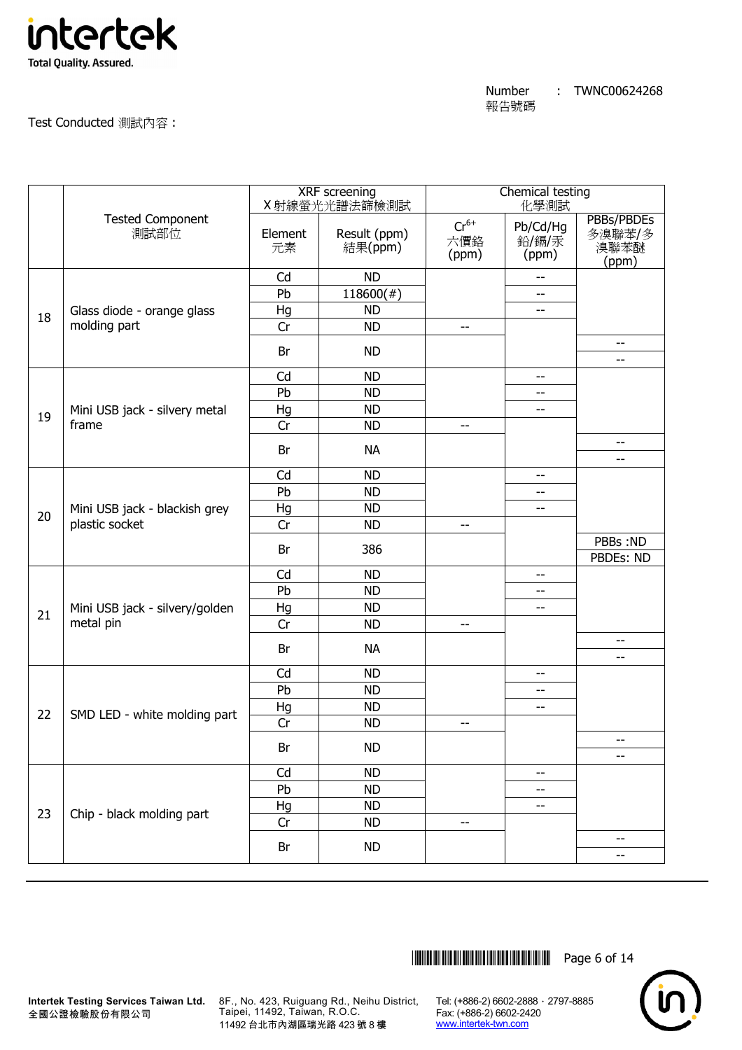Number 報告號碼 : TWNC00624268

Test Conducted 測試內容 :

| | Tested Component 測試部位 | XRF screening X 射線螢光光譜法篩檢測試 | | Chemical testing 化學測試 | | |
|---|---|---|---|---|---|---|
| | | Element 元素 | Result (ppm) 結果(ppm) | $Cr^{6+}$ 六價鉻 (ppm) | Pb/Cd/Hg 鉛/鎘/汞 (ppm) | PBBs/PBDEs 多溴聯苯/多溴聯苯醚 (ppm) |
| 18 | Glass diode - orange glass molding part | Cd | ND | | -- | |
| | | Pb | 118600(#) | | -- | |
| | | Hg | ND | | -- | |
| | | Cr | ND | -- | | |
| | | Br | ND | | | -- / -- |
| 19 | Mini USB jack - silvery metal frame | Cd | ND | | -- | |
| | | Pb | ND | | -- | |
| | | Hg | ND | | -- | |
| | | Cr | ND | -- | | |
| | | Br | NA | | | -- / -- |
| 20 | Mini USB jack - blackish grey plastic socket | Cd | ND | | -- | |
| | | Pb | ND | | -- | |
| | | Hg | ND | | -- | |
| | | Cr | ND | -- | | |
| | | Br | 386 | | | PBBs :ND / PBDEs: ND |
| 21 | Mini USB jack - silvery/golden metal pin | Cd | ND | | -- | |
| | | Pb | ND | | -- | |
| | | Hg | ND | | -- | |
| | | Cr | ND | -- | | |
| | | Br | NA | | | -- / -- |
| 22 | SMD LED - white molding part | Cd | ND | | -- | |
| | | Pb | ND | | -- | |
| | | Hg | ND | | -- | |
| | | Cr | ND | -- | | |
| | | Br | ND | | | -- / -- |
| 23 | Chip - black molding part | Cd | ND | | -- | |
| | | Pb | ND | | -- | |
| | | Hg | ND | | -- | |
| | | Cr | ND | -- | | |
| | | Br | ND | | | -- / -- |

Intertek Testing Services Taiwan Ltd. 全國公證檢驗股份有限公司
8F., No. 423, Ruiguang Rd., Neihu District, Taipei, 11492, Taiwan, R.O.C. 11492 台北市內湖區瑞光路 423 號 8 樓
Tel: (+886-2) 6602-2888 · 2797-8885 Fax: (+886-2) 6602-2420 www.intertek-twn.com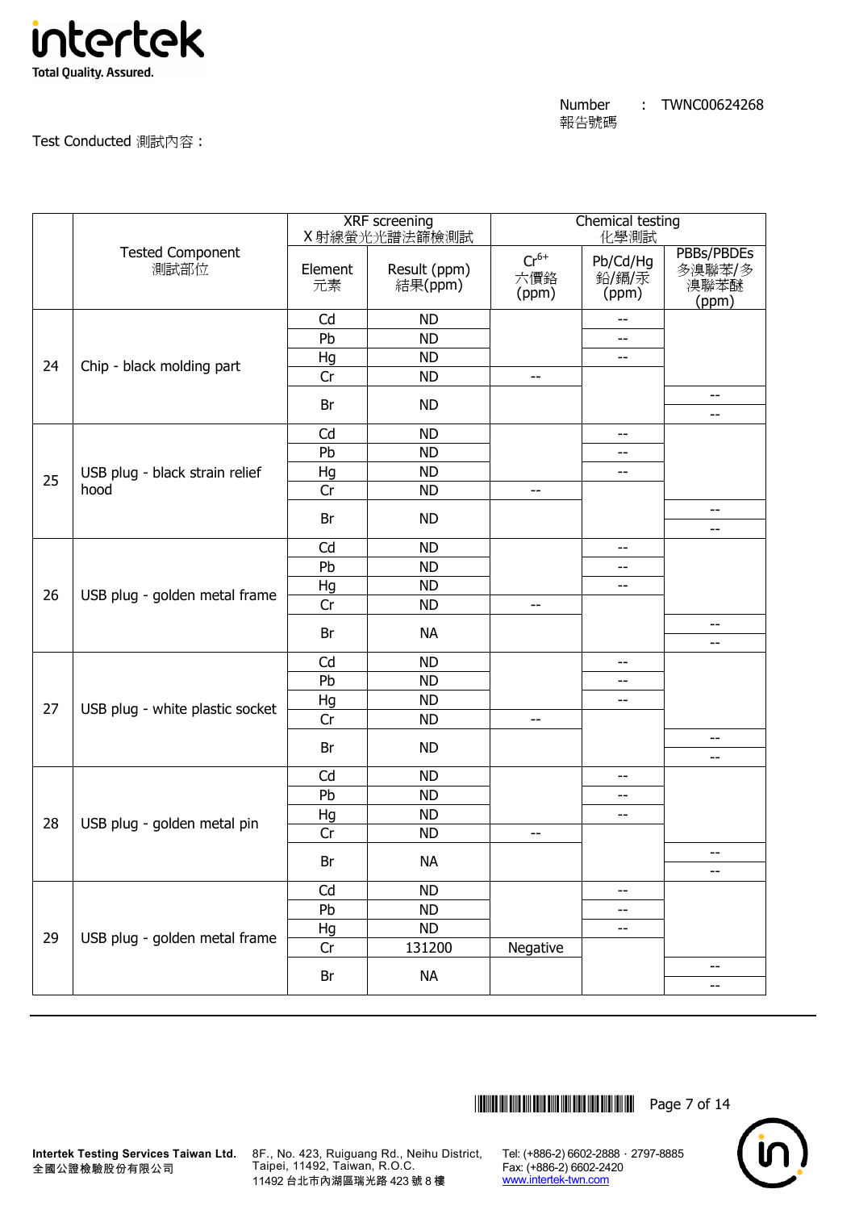Number 報告號碼 : TWNC00624268

Test Conducted 測試內容：

| | Tested Component 測試部位 | XRF screening X射線螢光光譜法篩檢測試 | | Chemical testing 化學測試 | | |
|---|---|---|---|---|---|---|
| | | Element 元素 | Result (ppm) 結果(ppm) | $Cr^{6+}$ 六價鉻 (ppm) | Pb/Cd/Hg 鉛/鎘/汞 (ppm) | PBBs/PBDEs 多溴聯苯/多溴聯苯醚 (ppm) |
| 24 | Chip - black molding part | Cd | ND | | -- | |
| | | Pb | ND | | -- | |
| | | Hg | ND | | -- | |
| | | Cr | ND | -- | | |
| | | Br | ND | | | -- |
| | | | | | | -- |
| 25 | USB plug - black strain relief hood | Cd | ND | | -- | |
| | | Pb | ND | | -- | |
| | | Hg | ND | | -- | |
| | | Cr | ND | -- | | |
| | | Br | ND | | | -- |
| | | | | | | -- |
| 26 | USB plug - golden metal frame | Cd | ND | | -- | |
| | | Pb | ND | | -- | |
| | | Hg | ND | | -- | |
| | | Cr | ND | -- | | |
| | | Br | NA | | | -- |
| | | | | | | -- |
| 27 | USB plug - white plastic socket | Cd | ND | | -- | |
| | | Pb | ND | | -- | |
| | | Hg | ND | | -- | |
| | | Cr | ND | -- | | |
| | | Br | ND | | | -- |
| | | | | | | -- |
| 28 | USB plug - golden metal pin | Cd | ND | | -- | |
| | | Pb | ND | | -- | |
| | | Hg | ND | | -- | |
| | | Cr | ND | -- | | |
| | | Br | NA | | | -- |
| | | | | | | -- |
| 29 | USB plug - golden metal frame | Cd | ND | | -- | |
| | | Pb | ND | | -- | |
| | | Hg | ND | | -- | |
| | | Cr | 131200 | Negative | | |
| | | Br | NA | | | -- |
| | | | | | | -- |

Intertek Testing Services Taiwan Ltd. 全國公證檢驗股份有限公司 8F., No. 423, Ruiguang Rd., Neihu District, Taipei, 11492, Taiwan, R.O.C. 11492 台北市內湖區瑞光路 423 號 8 樓 Tel: (+886-2) 6602-2888 · 2797-8885 Fax: (+886-2) 6602-2420 www.intertek-twn.com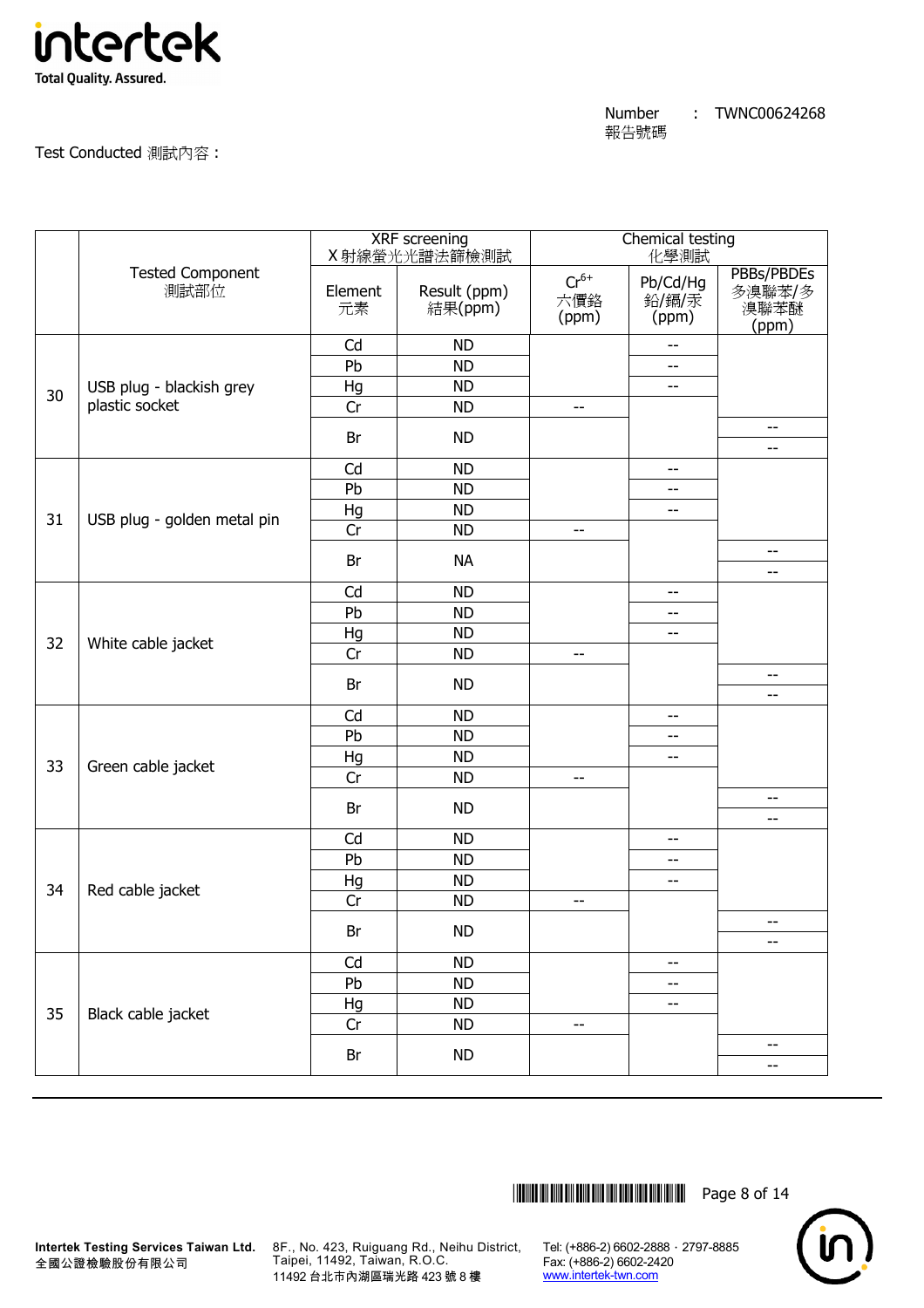Number 報告號碼 : TWNC00624268

Test Conducted 測試內容：

| | Tested Component 測試部位 | XRF screening X 射線螢光光譜法篩檢測試 | | Chemical testing 化學測試 | | |
|---|---|---|---|---|---|---|
| | | Element 元素 | Result (ppm) 結果(ppm) | $Cr^{6+}$ 六價鉻 (ppm) | Pb/Cd/Hg 鉛/鎘/汞 (ppm) | PBBs/PBDEs 多溴聯苯/多溴聯苯醚 (ppm) |
| 30 | USB plug - blackish grey plastic socket | Cd | ND | | -- | |
| | | Pb | ND | | -- | |
| | | Hg | ND | | -- | |
| | | Cr | ND | -- | | |
| | | Br | ND | | | -- / -- |
| 31 | USB plug - golden metal pin | Cd | ND | | -- | |
| | | Pb | ND | | -- | |
| | | Hg | ND | | -- | |
| | | Cr | ND | -- | | |
| | | Br | NA | | | -- / -- |
| 32 | White cable jacket | Cd | ND | | -- | |
| | | Pb | ND | | -- | |
| | | Hg | ND | | -- | |
| | | Cr | ND | -- | | |
| | | Br | ND | | | -- / -- |
| 33 | Green cable jacket | Cd | ND | | -- | |
| | | Pb | ND | | -- | |
| | | Hg | ND | | -- | |
| | | Cr | ND | -- | | |
| | | Br | ND | | | -- / -- |
| 34 | Red cable jacket | Cd | ND | | -- | |
| | | Pb | ND | | -- | |
| | | Hg | ND | | -- | |
| | | Cr | ND | -- | | |
| | | Br | ND | | | -- / -- |
| 35 | Black cable jacket | Cd | ND | | -- | |
| | | Pb | ND | | -- | |
| | | Hg | ND | | -- | |
| | | Cr | ND | -- | | |
| | | Br | ND | | | -- / -- |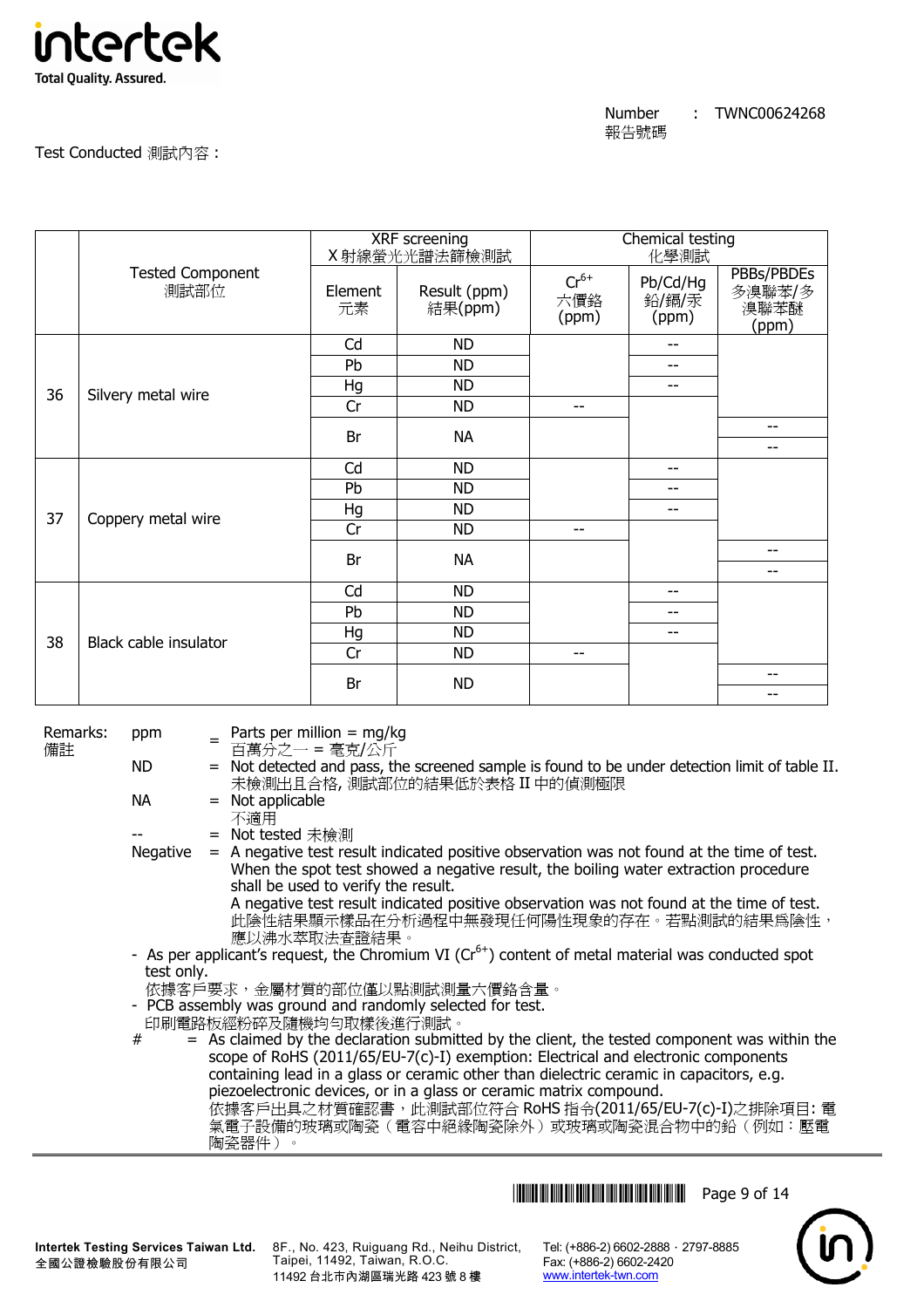Test Conducted 測試內容：

| | Tested Component 測試部位 | XRF screening X 射線螢光光譜法篩檢測試 | | Chemical testing 化學測試 | | |
|---|---|---|---|---|---|---|
| | | Element 元素 | Result (ppm) 結果(ppm) | $Cr^{6+}$ 六價鉻 (ppm) | Pb/Cd/Hg 鉛/鎘/汞 (ppm) | PBBs/PBDEs 多溴聯苯/多溴聯苯醚 (ppm) |
| 36 | Silvery metal wire | Cd | ND | | -- | |
| | | Pb | ND | | -- | |
| | | Hg | ND | | -- | |
| | | Cr | ND | -- | | |
| | | Br | NA | | | -- |
| | | | | | | -- |
| 37 | Coppery metal wire | Cd | ND | | -- | |
| | | Pb | ND | | -- | |
| | | Hg | ND | | -- | |
| | | Cr | ND | -- | | |
| | | Br | NA | | | -- |
| | | | | | | -- |
| 38 | Black cable insulator | Cd | ND | | -- | |
| | | Pb | ND | | -- | |
| | | Hg | ND | | -- | |
| | | Cr | ND | -- | | |
| | | Br | ND | | | -- |
| | | | | | | -- |

Remarks: 備註

- ppm = Parts per million = mg/kg
  百萬分之一 = 毫克/公斤
- ND = Not detected and pass, the screened sample is found to be under detection limit of table II.
  未檢測出且合格, 測試部位的結果低於表格 II 中的偵測極限
- NA = Not applicable
  不適用
- -- = Not tested 未檢測
- Negative = A negative test result indicated positive observation was not found at the time of test. When the spot test showed a negative result, the boiling water extraction procedure shall be used to verify the result.
  A negative test result indicated positive observation was not found at the time of test.
  此陰性結果顯示樣品在分析過程中無發現任何陽性現象的存在。若點測試的結果為陰性，應以沸水萃取法查證結果。

- As per applicant's request, the Chromium VI ($Cr^{6+}$) content of metal material was conducted spot test only.
  依據客戶要求，金屬材質的部位僅以點測試測量六價鉻含量。
- PCB assembly was ground and randomly selected for test.
  印刷電路板經粉碎及隨機均勻取樣後進行測試。

\# = As claimed by the declaration submitted by the client, the tested component was within the scope of RoHS (2011/65/EU-7(c)-I) exemption: Electrical and electronic components containing lead in a glass or ceramic other than dielectric ceramic in capacitors, e.g. piezoelectronic devices, or in a glass or ceramic matrix compound.
依據客戶出具之材質確認書，此測試部位符合 RoHS 指令(2011/65/EU-7(c)-I)之排除項目: 電氣電子設備的玻璃或陶瓷（電容中絕緣陶瓷除外）或玻璃或陶瓷混合物中的鉛（例如：壓電陶瓷器件）。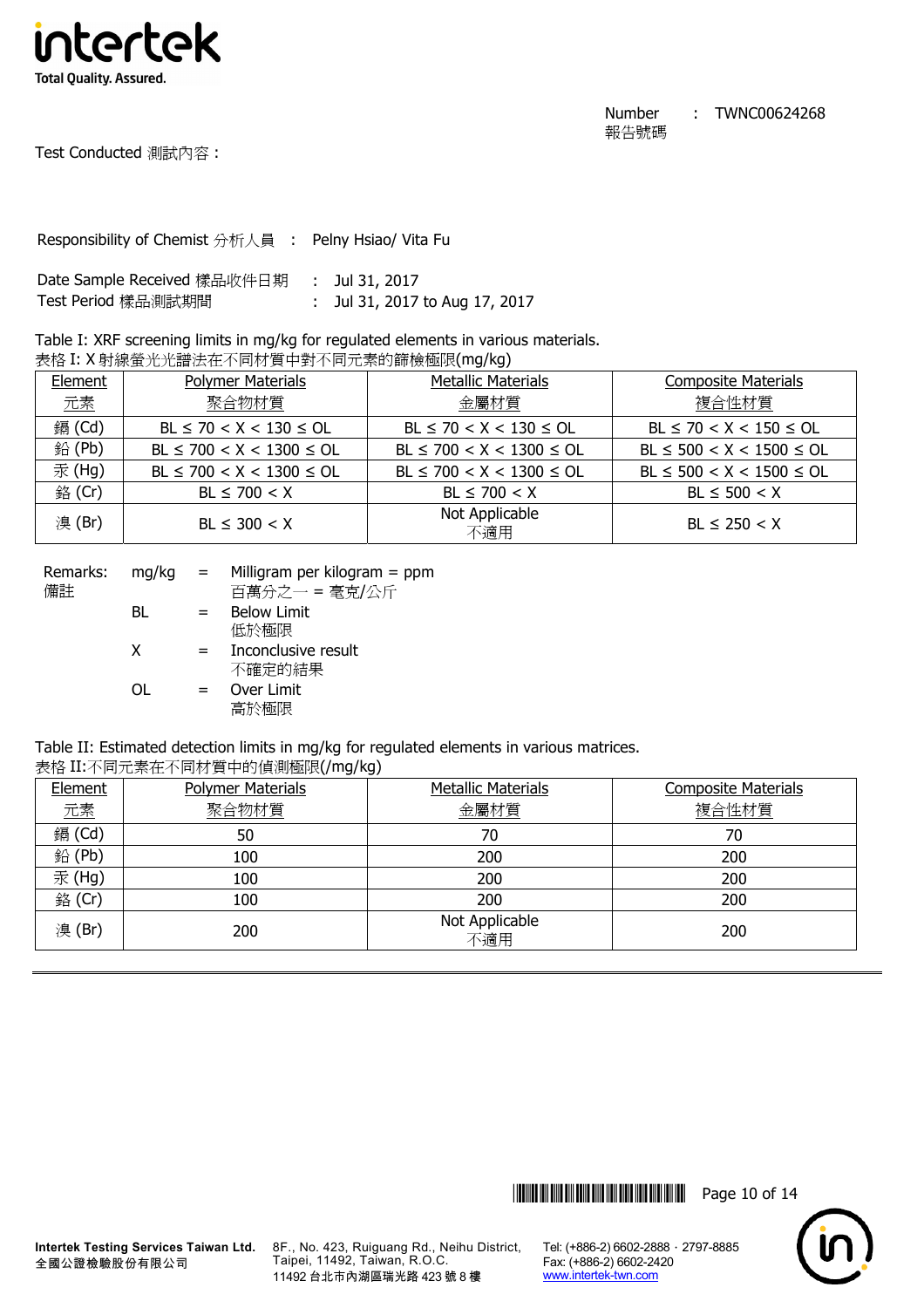Number 報告號碼 : TWNC00624268

Test Conducted 測試內容：

Responsibility of Chemist 分析人員 : Pelny Hsiao/ Vita Fu

Date Sample Received 樣品收件日期 : Jul 31, 2017
Test Period 樣品測試期間 : Jul 31, 2017 to Aug 17, 2017

Table I: XRF screening limits in mg/kg for regulated elements in various materials.
表格 I: X 射線螢光光譜法在不同材質中對不同元素的篩檢極限(mg/kg)

| Element 元素 | Polymer Materials 聚合物材質 | Metallic Materials 金屬材質 | Composite Materials 複合性材質 |
|---|---|---|---|
| 鎘 (Cd) | BL ≤ 70 < X < 130 ≤ OL | BL ≤ 70 < X < 130 ≤ OL | BL ≤ 70 < X < 150 ≤ OL |
| 鉛 (Pb) | BL ≤ 700 < X < 1300 ≤ OL | BL ≤ 700 < X < 1300 ≤ OL | BL ≤ 500 < X < 1500 ≤ OL |
| 汞 (Hg) | BL ≤ 700 < X < 1300 ≤ OL | BL ≤ 700 < X < 1300 ≤ OL | BL ≤ 500 < X < 1500 ≤ OL |
| 鉻 (Cr) | BL ≤ 700 < X | BL ≤ 700 < X | BL ≤ 500 < X |
| 溴 (Br) | BL ≤ 300 < X | Not Applicable 不適用 | BL ≤ 250 < X |

Remarks: 備註

- mg/kg = Milligram per kilogram = ppm
  百萬分之一 = 毫克/公斤
- BL = Below Limit
  低於極限
- X = Inconclusive result
  不確定的結果
- OL = Over Limit
  高於極限

Table II: Estimated detection limits in mg/kg for regulated elements in various matrices.
表格 II:不同元素在不同材質中的偵測極限(/mg/kg)

| Element 元素 | Polymer Materials 聚合物材質 | Metallic Materials 金屬材質 | Composite Materials 複合性材質 |
|---|---|---|---|
| 鎘 (Cd) | 50 | 70 | 70 |
| 鉛 (Pb) | 100 | 200 | 200 |
| 汞 (Hg) | 100 | 200 | 200 |
| 鉻 (Cr) | 100 | 200 | 200 |
| 溴 (Br) | 200 | Not Applicable 不適用 | 200 |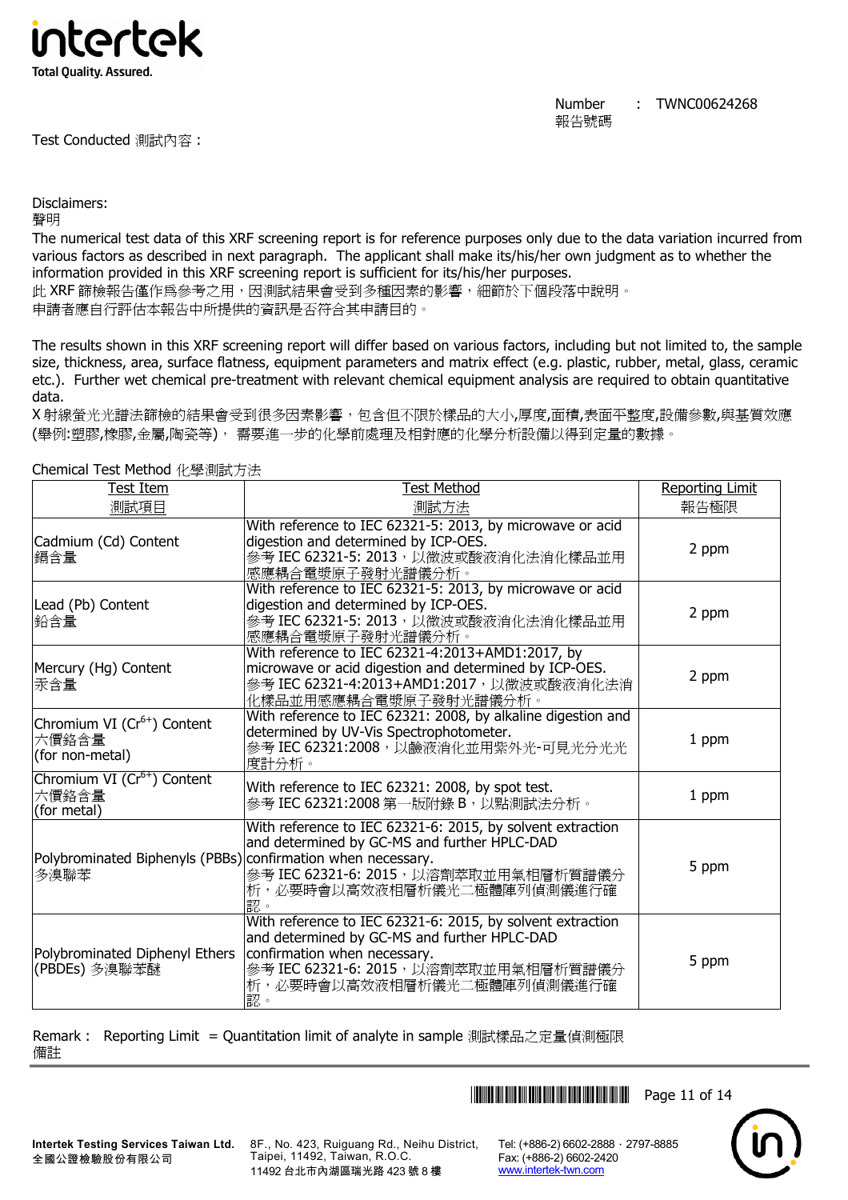Number 報告號碼 : TWNC00624268

Test Conducted 測試內容：

Disclaimers:
聲明

The numerical test data of this XRF screening report is for reference purposes only due to the data variation incurred from various factors as described in next paragraph. The applicant shall make its/his/her own judgment as to whether the information provided in this XRF screening report is sufficient for its/his/her purposes.
此 XRF 篩檢報告僅作爲參考之用，因測試結果會受到多種因素的影響，細節於下個段落中說明。
申請者應自行評估本報告中所提供的資訊是否符合其申請目的。

The results shown in this XRF screening report will differ based on various factors, including but not limited to, the sample size, thickness, area, surface flatness, equipment parameters and matrix effect (e.g. plastic, rubber, metal, glass, ceramic etc.). Further wet chemical pre-treatment with relevant chemical equipment analysis are required to obtain quantitative data.
X 射線螢光光譜法篩檢的結果會受到很多因素影響，包含但不限於樣品的大小,厚度,面積,表面平整度,設備參數,與基質效應(舉例:塑膠,橡膠,金屬,陶瓷等)， 需要進一步的化學前處理及相對應的化學分析設備以得到定量的數據。

Chemical Test Method 化學測試方法

| Test Item 測試項目 | Test Method 測試方法 | Reporting Limit 報告極限 |
|---|---|---|
| Cadmium (Cd) Content 鎘含量 | With reference to IEC 62321-5: 2013, by microwave or acid digestion and determined by ICP-OES. 參考 IEC 62321-5: 2013，以微波或酸液消化法消化樣品並用感應耦合電漿原子發射光譜儀分析。 | 2 ppm |
| Lead (Pb) Content 鉛含量 | With reference to IEC 62321-5: 2013, by microwave or acid digestion and determined by ICP-OES. 參考 IEC 62321-5: 2013，以微波或酸液消化法消化樣品並用感應耦合電漿原子發射光譜儀分析。 | 2 ppm |
| Mercury (Hg) Content 汞含量 | With reference to IEC 62321-4:2013+AMD1:2017, by microwave or acid digestion and determined by ICP-OES. 參考 IEC 62321-4:2013+AMD1:2017，以微波或酸液消化法消化樣品並用感應耦合電漿原子發射光譜儀分析。 | 2 ppm |
| Chromium VI ($Cr^{6+}$) Content 六價鉻含量 (for non-metal) | With reference to IEC 62321: 2008, by alkaline digestion and determined by UV-Vis Spectrophotometer. 參考 IEC 62321:2008，以鹼液消化並用紫外光-可見光分光光度計分析。 | 1 ppm |
| Chromium VI ($Cr^{6+}$) Content 六價鉻含量 (for metal) | With reference to IEC 62321: 2008, by spot test. 參考 IEC 62321:2008 第一版附錄 B，以點測試法分析。 | 1 ppm |
| Polybrominated Biphenyls (PBBs) 多溴聯苯 | With reference to IEC 62321-6: 2015, by solvent extraction and determined by GC-MS and further HPLC-DAD confirmation when necessary. 參考 IEC 62321-6: 2015，以溶劑萃取並用氣相層析質譜儀分析，必要時會以高效液相層析儀光二極體陣列偵測儀進行確認。 | 5 ppm |
| Polybrominated Diphenyl Ethers (PBDEs) 多溴聯苯醚 | With reference to IEC 62321-6: 2015, by solvent extraction and determined by GC-MS and further HPLC-DAD confirmation when necessary. 參考 IEC 62321-6: 2015，以溶劑萃取並用氣相層析質譜儀分析，必要時會以高效液相層析儀光二極體陣列偵測儀進行確認。 | 5 ppm |

Remark： Reporting Limit = Quantitation limit of analyte in sample 測試樣品之定量偵測極限
備註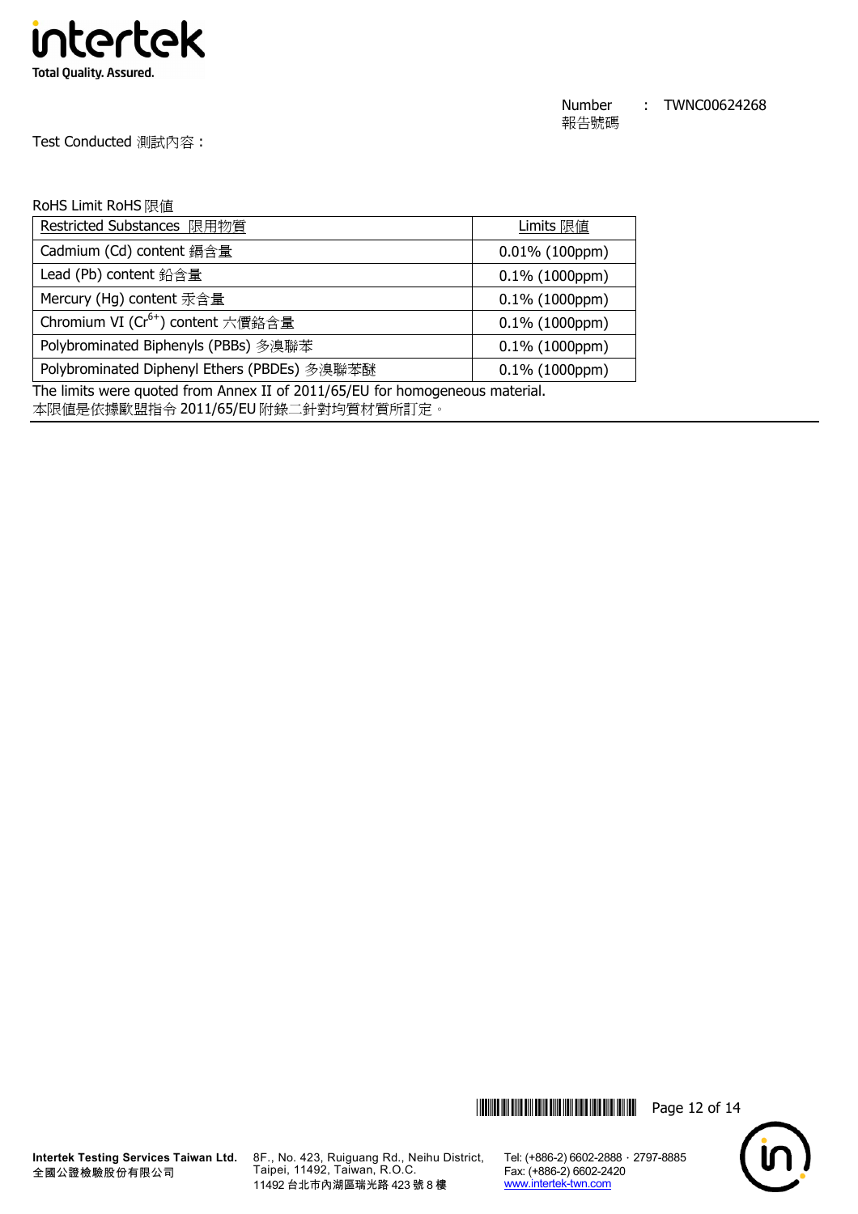Number　:　TWNC00624268
報告號碼

Test Conducted 測試內容：

RoHS Limit RoHS 限值

| Restricted Substances 限用物質 | Limits 限值 |
|---|---|
| Cadmium (Cd) content 鎘含量 | 0.01% (100ppm) |
| Lead (Pb) content 鉛含量 | 0.1% (1000ppm) |
| Mercury (Hg) content 汞含量 | 0.1% (1000ppm) |
| Chromium VI ($Cr^{6+}$) content 六價鉻含量 | 0.1% (1000ppm) |
| Polybrominated Biphenyls (PBBs) 多溴聯苯 | 0.1% (1000ppm) |
| Polybrominated Diphenyl Ethers (PBDEs) 多溴聯苯醚 | 0.1% (1000ppm) |

The limits were quoted from Annex II of 2011/65/EU for homogeneous material.
本限值是依據歐盟指令 2011/65/EU 附錄二針對均質材質所訂定。

Intertek Testing Services Taiwan Ltd.
全國公證檢驗股份有限公司

8F., No. 423, Ruiguang Rd., Neihu District, Taipei, 11492, Taiwan, R.O.C.
11492 台北市內湖區瑞光路 423 號 8 樓

Tel: (+886-2) 6602-2888．2797-8885
Fax: (+886-2) 6602-2420
www.intertek-twn.com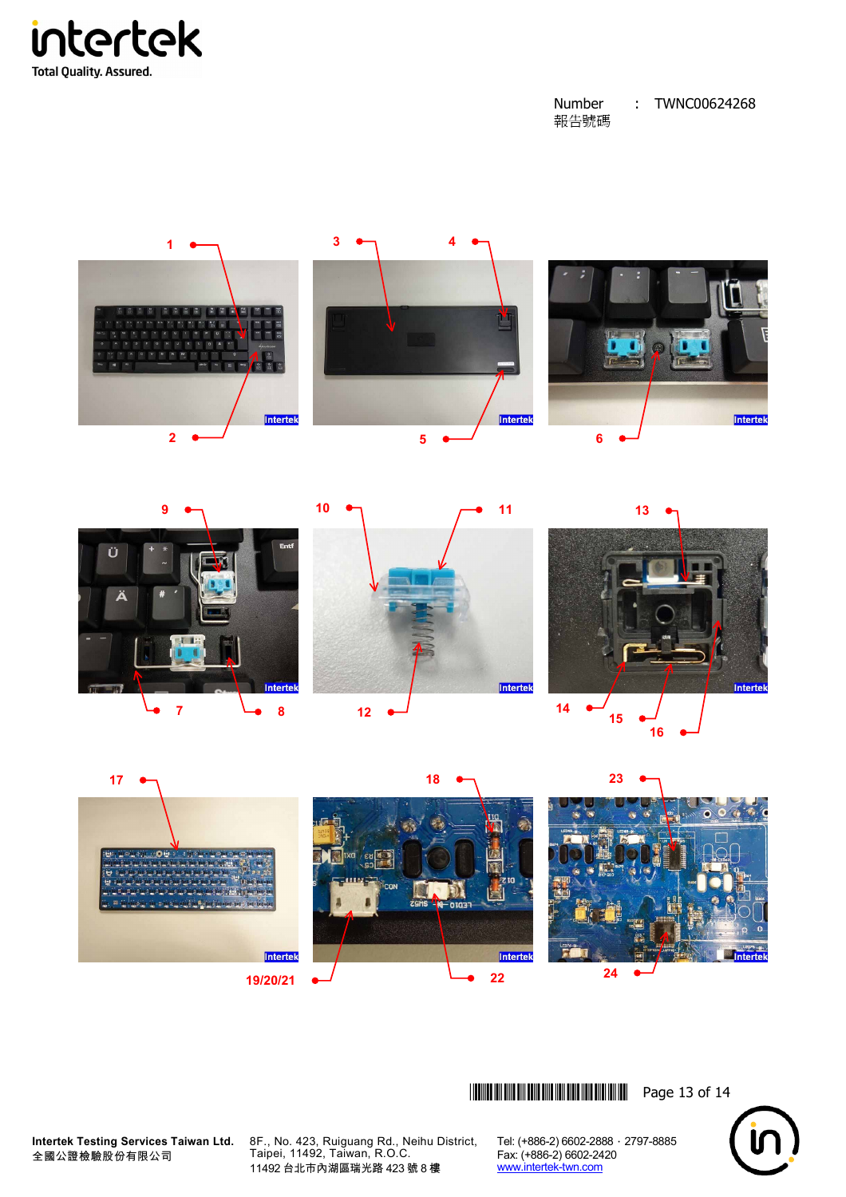Number : TWNC00624268
報告號碼

1 3 4

2 5 6

9 10 11 13

7 8 12 14 15 16

17 18 23

19/20/21 22 24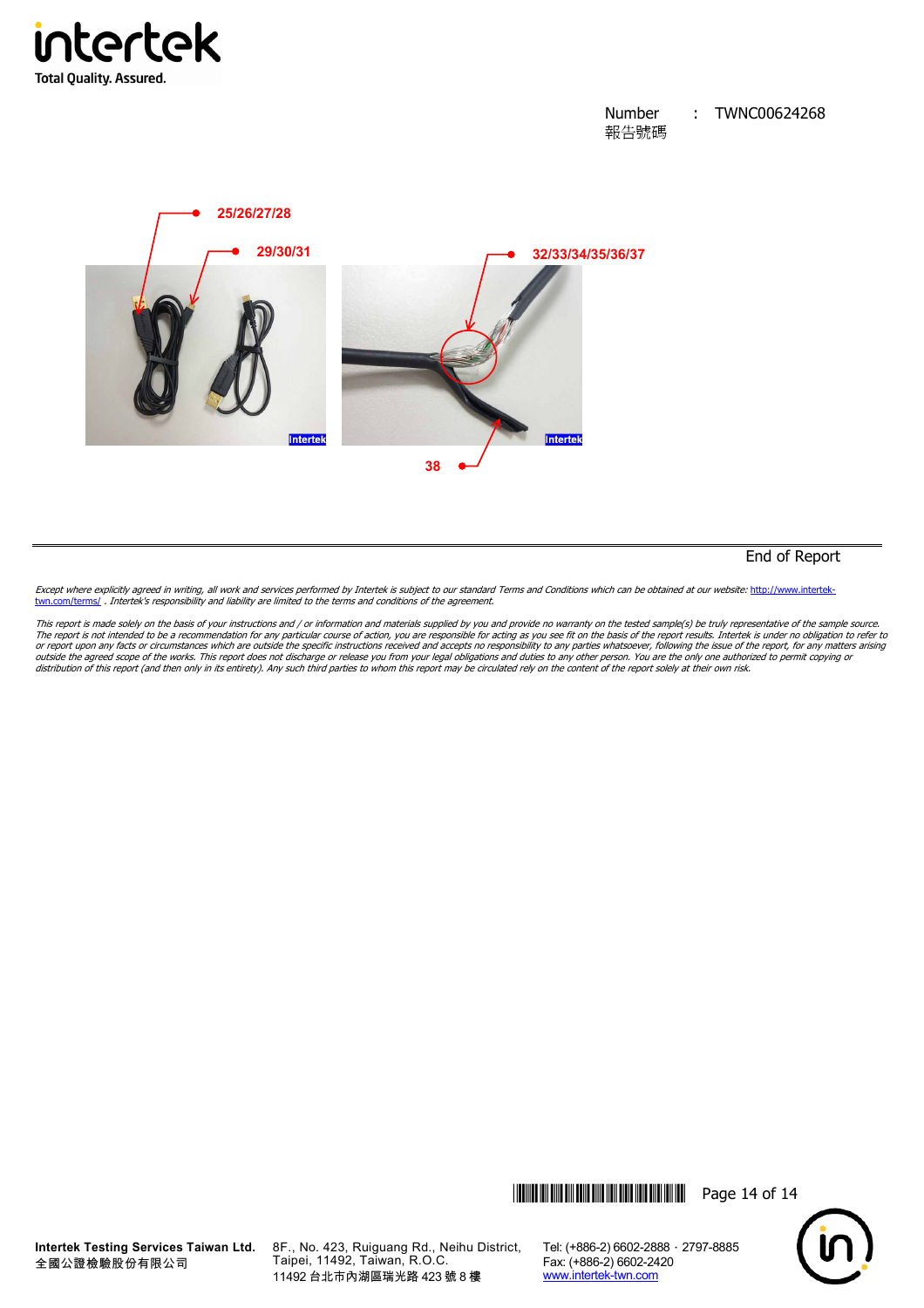Number 報告號碼 : TWNC00624268

25/26/27/28

29/30/31

32/33/34/35/36/37

38

End of Report

*Except where explicitly agreed in writing, all work and services performed by Intertek is subject to our standard Terms and Conditions which can be obtained at our website: http://www.intertek-twn.com/terms/ . Intertek's responsibility and liability are limited to the terms and conditions of the agreement.*

*This report is made solely on the basis of your instructions and / or information and materials supplied by you and provide no warranty on the tested sample(s) be truly representative of the sample source. The report is not intended to be a recommendation for any particular course of action, you are responsible for acting as you see fit on the basis of the report results. Intertek is under no obligation to refer to or report upon any facts or circumstances which are outside the specific instructions received and accepts no responsibility to any parties whatsoever, following the issue of the report, for any matters arising outside the agreed scope of the works. This report does not discharge or release you from your legal obligations and duties to any other person. You are the only one authorized to permit copying or distribution of this report (and then only in its entirety). Any such third parties to whom this report may be circulated rely on the content of the report solely at their own risk.*

**Intertek Testing Services Taiwan Ltd.**
全國公證檢驗股份有限公司

8F., No. 423, Ruiguang Rd., Neihu District, Taipei, 11492, Taiwan, R.O.C.
11492 台北市內湖區瑞光路 423 號 8 樓

Tel: (+886-2) 6602-2888 · 2797-8885
Fax: (+886-2) 6602-2420
www.intertek-twn.com